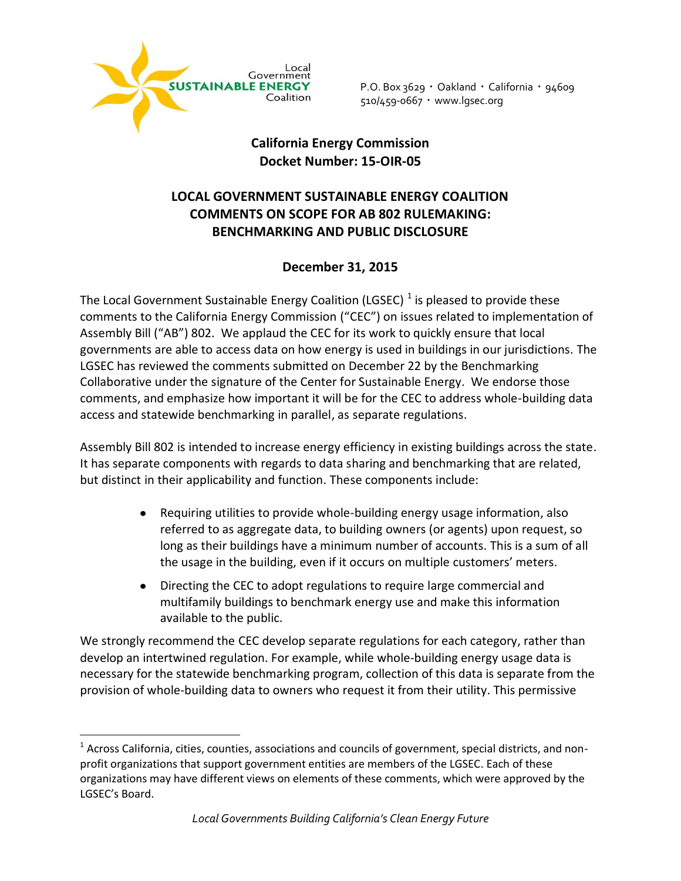Local Government
**SUSTAINABLE ENERGY**
Coalition

P.O. Box 3629 · Oakland · California · 94609
510/459-0667 · www.lgsec.org

**California Energy Commission**
**Docket Number: 15-OIR-05**

## LOCAL GOVERNMENT SUSTAINABLE ENERGY COALITION COMMENTS ON SCOPE FOR AB 802 RULEMAKING: BENCHMARKING AND PUBLIC DISCLOSURE

**December 31, 2015**

The Local Government Sustainable Energy Coalition (LGSEC) [1] is pleased to provide these comments to the California Energy Commission ("CEC") on issues related to implementation of Assembly Bill ("AB") 802. We applaud the CEC for its work to quickly ensure that local governments are able to access data on how energy is used in buildings in our jurisdictions. The LGSEC has reviewed the comments submitted on December 22 by the Benchmarking Collaborative under the signature of the Center for Sustainable Energy. We endorse those comments, and emphasize how important it will be for the CEC to address whole-building data access and statewide benchmarking in parallel, as separate regulations.

Assembly Bill 802 is intended to increase energy efficiency in existing buildings across the state. It has separate components with regards to data sharing and benchmarking that are related, but distinct in their applicability and function. These components include:

- Requiring utilities to provide whole-building energy usage information, also referred to as aggregate data, to building owners (or agents) upon request, so long as their buildings have a minimum number of accounts. This is a sum of all the usage in the building, even if it occurs on multiple customers' meters.
- Directing the CEC to adopt regulations to require large commercial and multifamily buildings to benchmark energy use and make this information available to the public.

We strongly recommend the CEC develop separate regulations for each category, rather than develop an intertwined regulation. For example, while whole-building energy usage data is necessary for the statewide benchmarking program, collection of this data is separate from the provision of whole-building data to owners who request it from their utility. This permissive

[1] Across California, cities, counties, associations and councils of government, special districts, and non-profit organizations that support government entities are members of the LGSEC. Each of these organizations may have different views on elements of these comments, which were approved by the LGSEC's Board.

*Local Governments Building California's Clean Energy Future*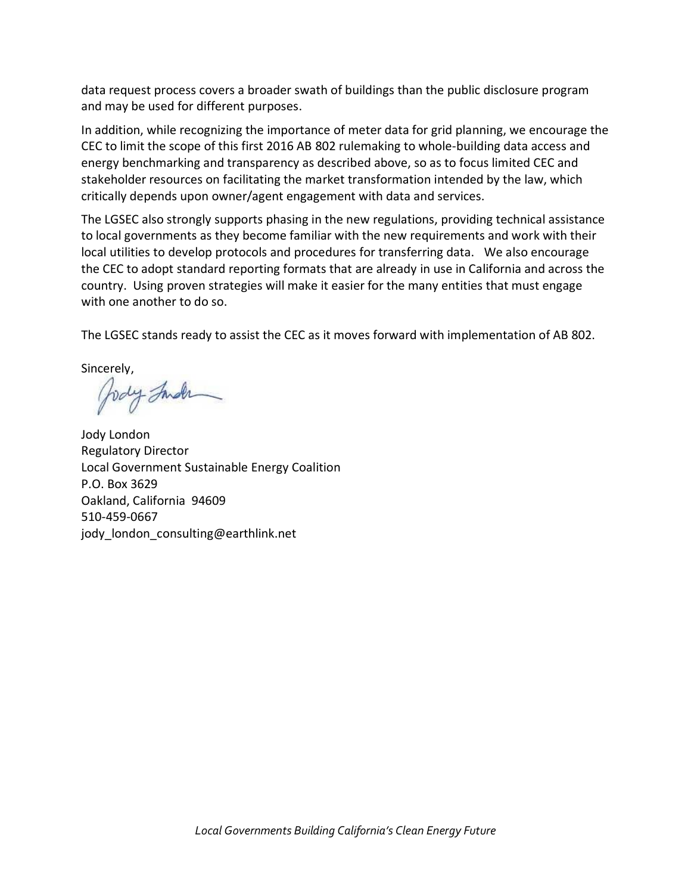data request process covers a broader swath of buildings than the public disclosure program and may be used for different purposes.

In addition, while recognizing the importance of meter data for grid planning, we encourage the CEC to limit the scope of this first 2016 AB 802 rulemaking to whole-building data access and energy benchmarking and transparency as described above, so as to focus limited CEC and stakeholder resources on facilitating the market transformation intended by the law, which critically depends upon owner/agent engagement with data and services.

The LGSEC also strongly supports phasing in the new regulations, providing technical assistance to local governments as they become familiar with the new requirements and work with their local utilities to develop protocols and procedures for transferring data. We also encourage the CEC to adopt standard reporting formats that are already in use in California and across the country. Using proven strategies will make it easier for the many entities that must engage with one another to do so.

The LGSEC stands ready to assist the CEC as it moves forward with implementation of AB 802.

Sincerely,

Jody London
Regulatory Director
Local Government Sustainable Energy Coalition
P.O. Box 3629
Oakland, California 94609
510-459-0667
jody_london_consulting@earthlink.net

*Local Governments Building California's Clean Energy Future*